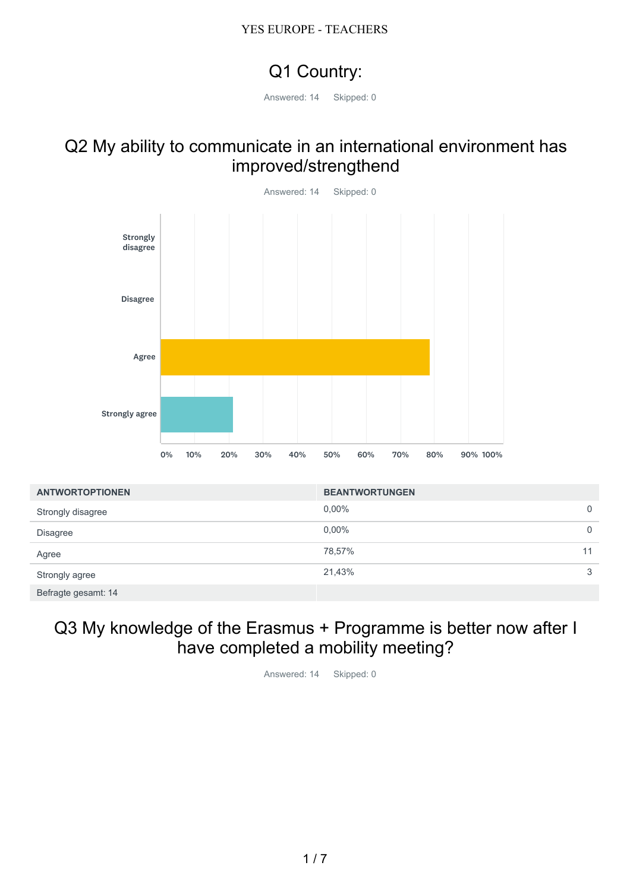# Q1 Country:

Answered: 14    Skipped: 0

# Q2 My ability to communicate in an international environment has improved/strengthend

Answered: 14    Skipped: 0

| ANTWORTOPTIONEN | BEANTWORTUNGEN | |
|---|---|---|
| Strongly disagree | 0,00% | 0 |
| Disagree | 0,00% | 0 |
| Agree | 78,57% | 11 |
| Strongly agree | 21,43% | 3 |
| Befragte gesamt: 14 | | |

# Q3 My knowledge of the Erasmus + Programme is better now after I have completed a mobility meeting?

Answered: 14    Skipped: 0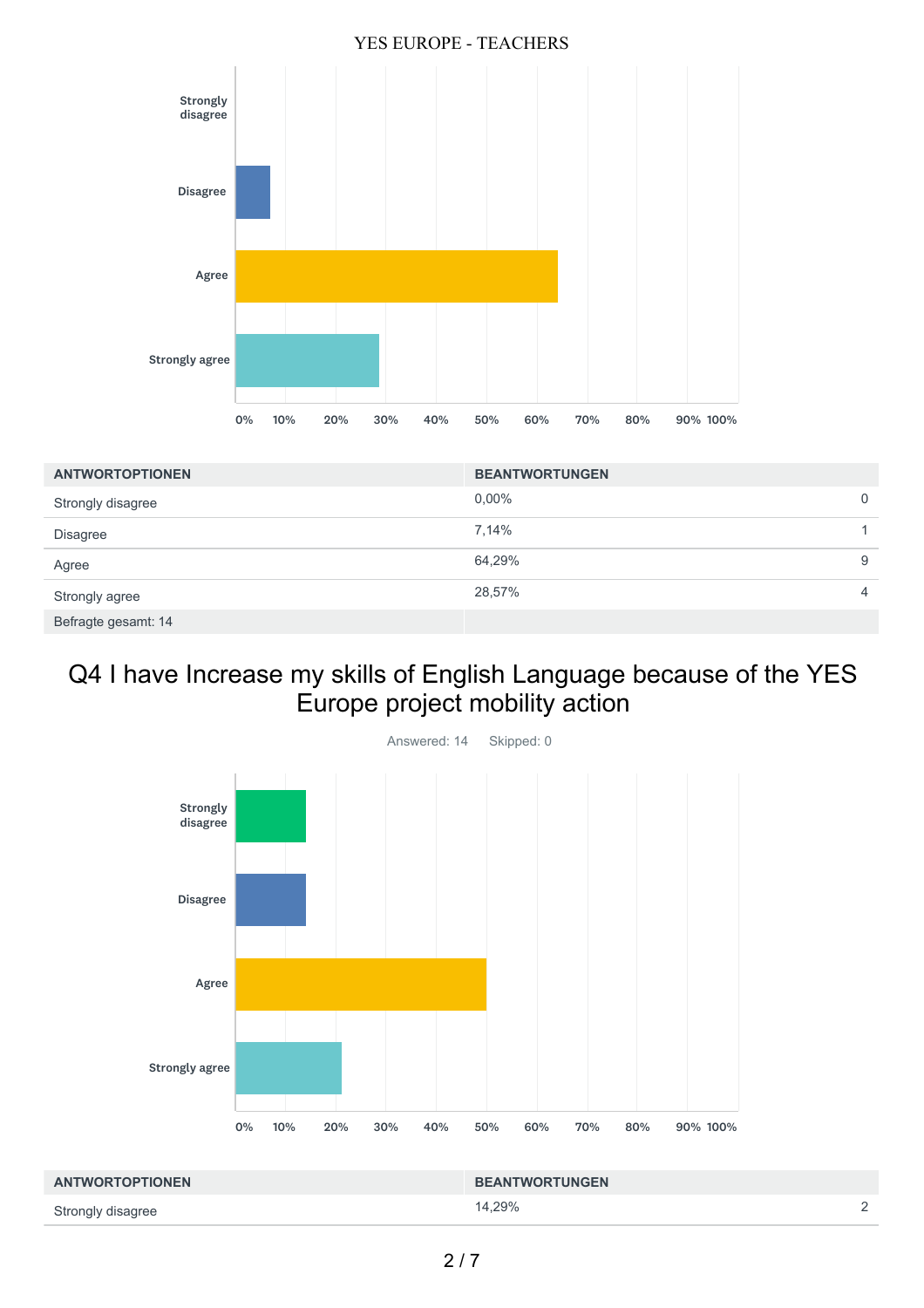| ANTWORTOPTIONEN | BEANTWORTUNGEN | |
|---|---|---|
| Strongly disagree | 0,00% | 0 |
| Disagree | 7,14% | 1 |
| Agree | 64,29% | 9 |
| Strongly agree | 28,57% | 4 |
| Befragte gesamt: 14 | | |

## Q4 I have Increase my skills of English Language because of the YES Europe project mobility action

Answered: 14 Skipped: 0

| ANTWORTOPTIONEN | BEANTWORTUNGEN | |
|---|---|---|
| Strongly disagree | 14,29% | 2 |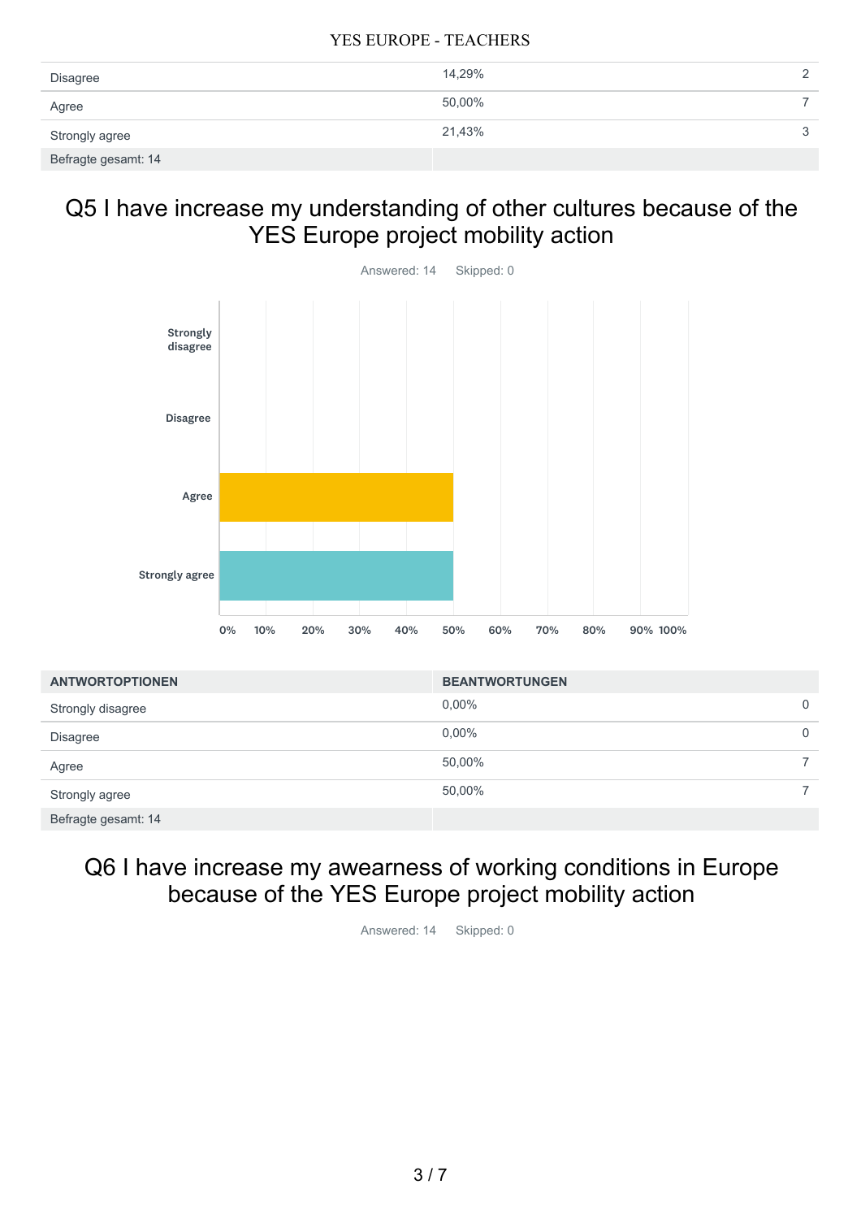| | | |
|---|---|---|
| Disagree | 14,29% | 2 |
| Agree | 50,00% | 7 |
| Strongly agree | 21,43% | 3 |
| Befragte gesamt: 14 | | |

## Q5 I have increase my understanding of other cultures because of the YES Europe project mobility action

Answered: 14 Skipped: 0

| ANTWORTOPTIONEN | BEANTWORTUNGEN | |
|---|---|---|
| Strongly disagree | 0,00% | 0 |
| Disagree | 0,00% | 0 |
| Agree | 50,00% | 7 |
| Strongly agree | 50,00% | 7 |
| Befragte gesamt: 14 | | |

## Q6 I have increase my awearness of working conditions in Europe because of the YES Europe project mobility action

Answered: 14 Skipped: 0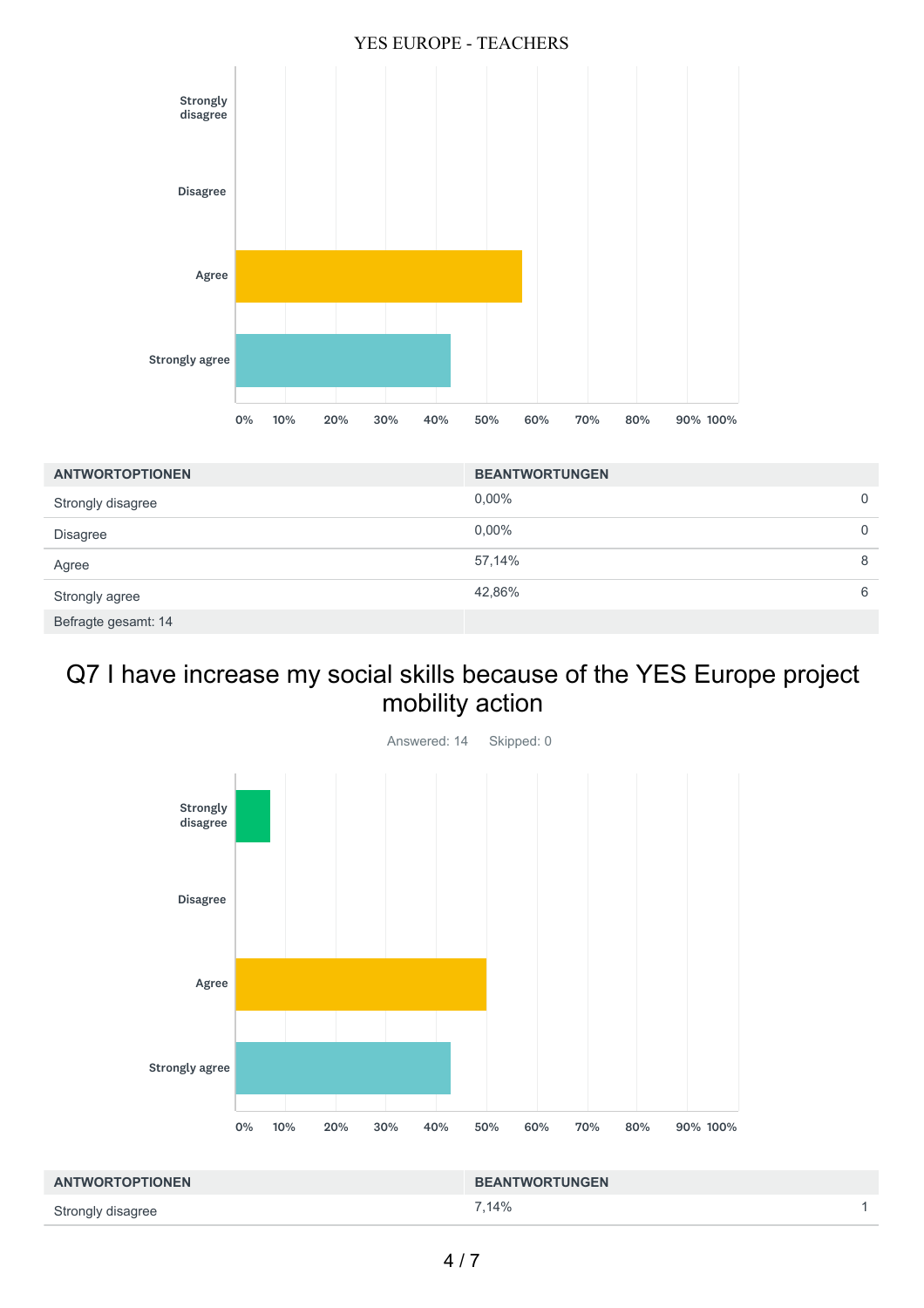| ANTWORTOPTIONEN | BEANTWORTUNGEN | |
| --- | --- | --- |
| Strongly disagree | 0,00% | 0 |
| Disagree | 0,00% | 0 |
| Agree | 57,14% | 8 |
| Strongly agree | 42,86% | 6 |
| Befragte gesamt: 14 | | |

## Q7 I have increase my social skills because of the YES Europe project mobility action

Answered: 14 Skipped: 0

| ANTWORTOPTIONEN | BEANTWORTUNGEN | |
| --- | --- | --- |
| Strongly disagree | 7,14% | 1 |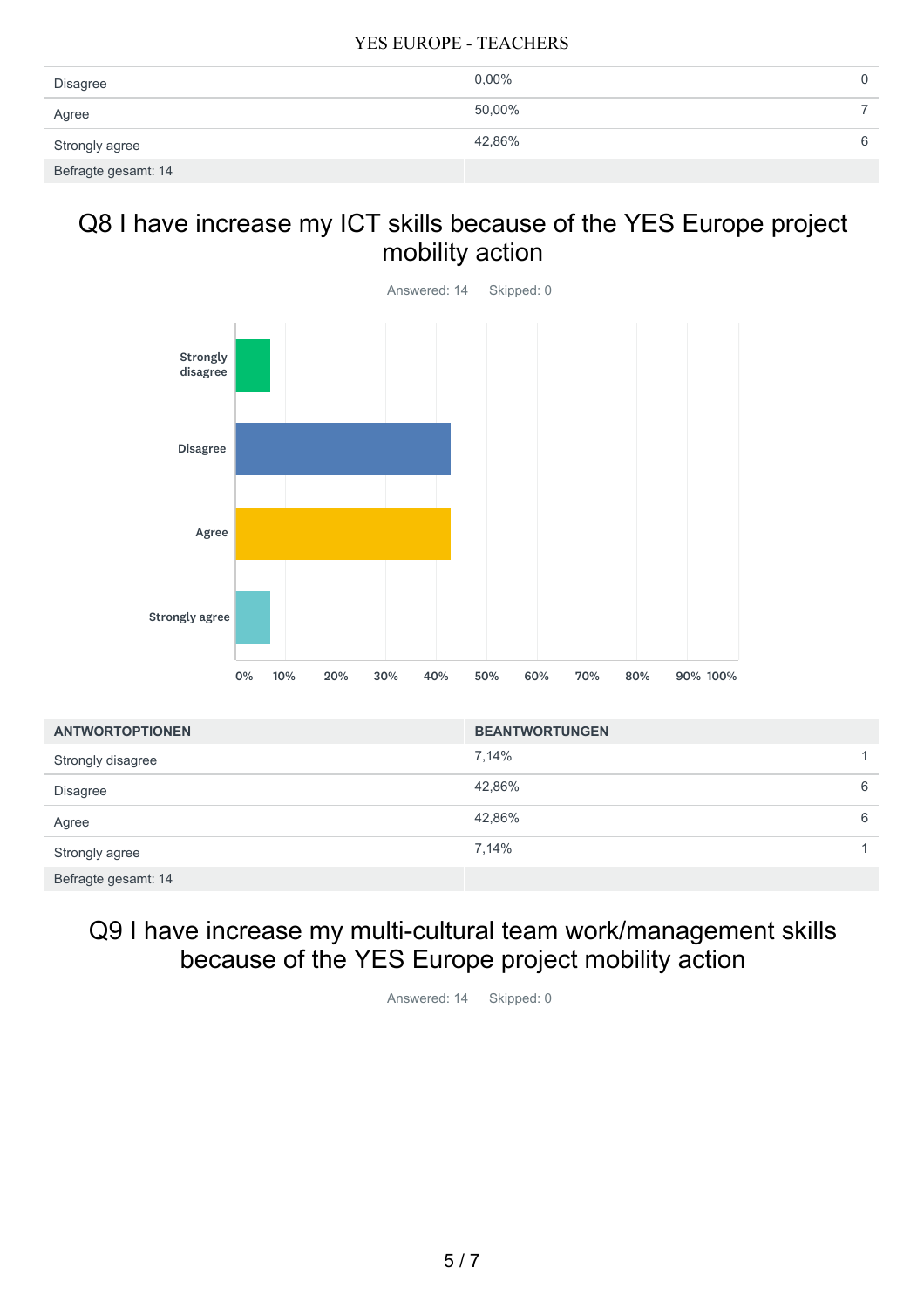| | | |
|---|---|---|
| Disagree | 0,00% | 0 |
| Agree | 50,00% | 7 |
| Strongly agree | 42,86% | 6 |
| Befragte gesamt: 14 | | |

## Q8 I have increase my ICT skills because of the YES Europe project mobility action

Answered: 14 Skipped: 0

| ANTWORTOPTIONEN | BEANTWORTUNGEN | |
|---|---|---|
| Strongly disagree | 7,14% | 1 |
| Disagree | 42,86% | 6 |
| Agree | 42,86% | 6 |
| Strongly agree | 7,14% | 1 |
| Befragte gesamt: 14 | | |

## Q9 I have increase my multi-cultural team work/management skills because of the YES Europe project mobility action

Answered: 14 Skipped: 0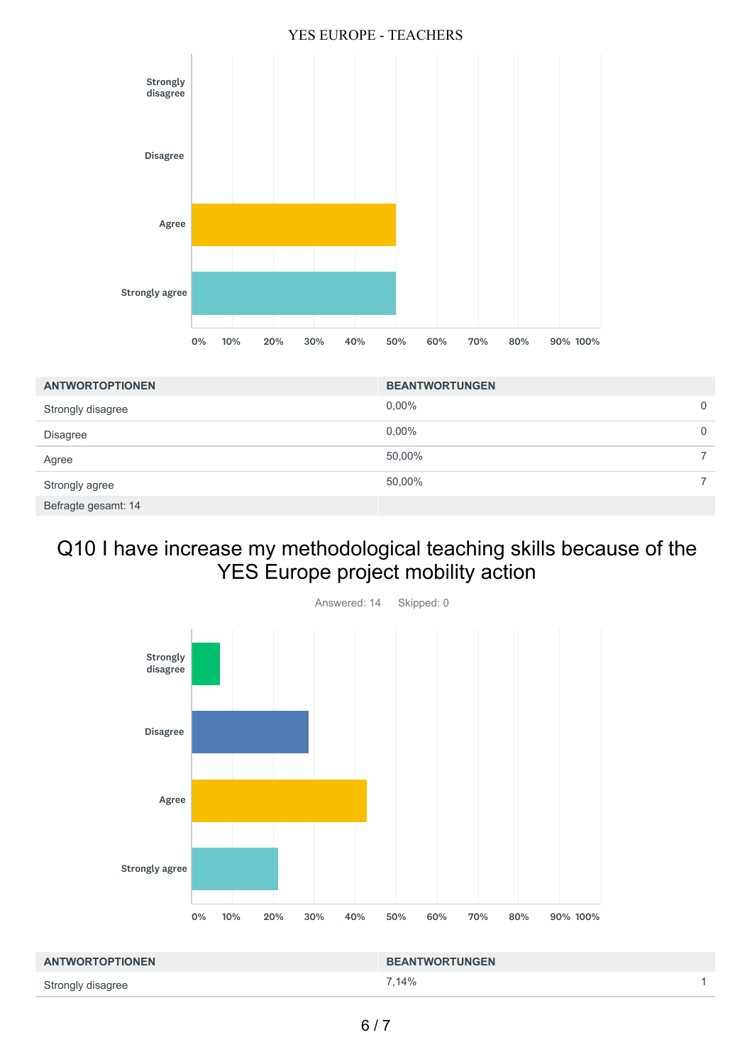| ANTWORTOPTIONEN | BEANTWORTUNGEN | |
|---|---|---|
| Strongly disagree | 0,00% | 0 |
| Disagree | 0,00% | 0 |
| Agree | 50,00% | 7 |
| Strongly agree | 50,00% | 7 |
| Befragte gesamt: 14 | | |

## Q10 I have increase my methodological teaching skills because of the YES Europe project mobility action

Answered: 14 Skipped: 0

| ANTWORTOPTIONEN | BEANTWORTUNGEN | |
|---|---|---|
| Strongly disagree | 7,14% | 1 |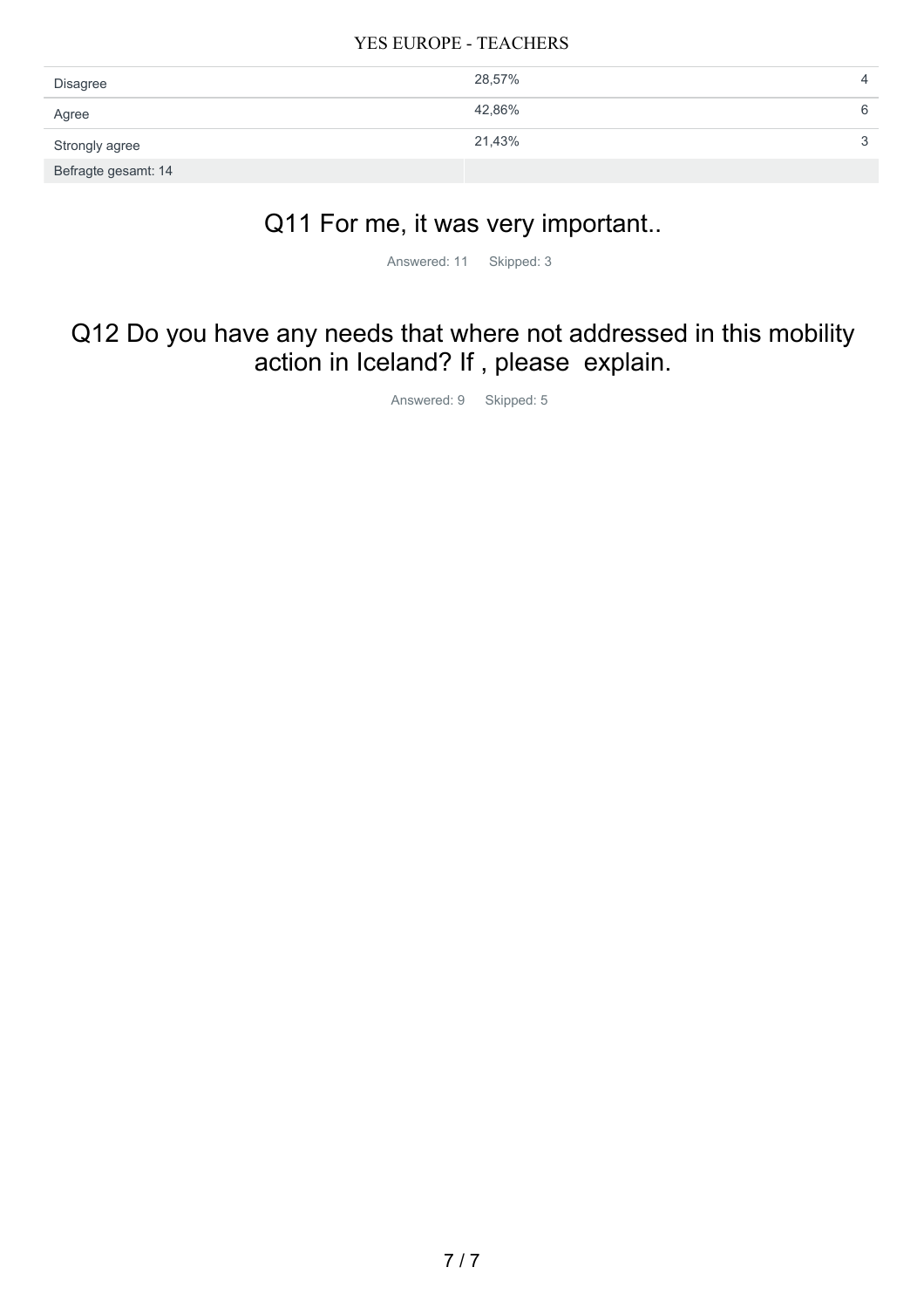| | | |
|---|---|---|
| Disagree | 28,57% | 4 |
| Agree | 42,86% | 6 |
| Strongly agree | 21,43% | 3 |
| Befragte gesamt: 14 | | |

## Q11 For me, it was very important..

Answered: 11 Skipped: 3

## Q12 Do you have any needs that where not addressed in this mobility action in Iceland? If , please explain.

Answered: 9 Skipped: 5